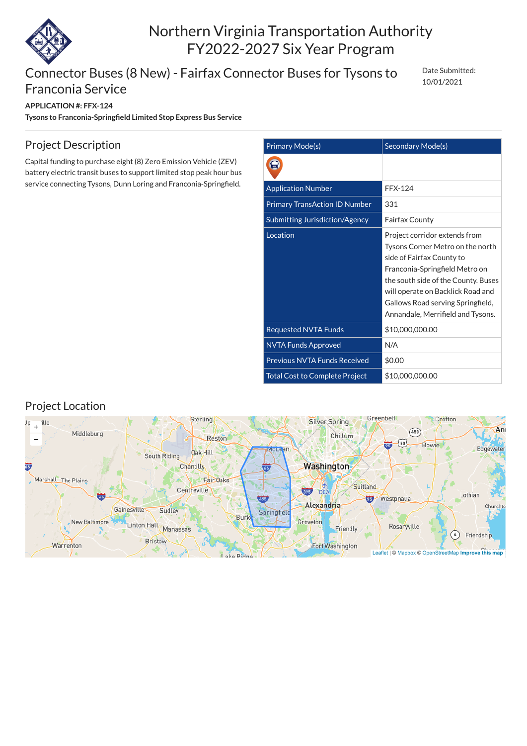# Northern Virginia Transportation Authority FY2022-2027 Six Year Program

## Connector Buses (8 New) - Fairfax Connector Buses for Tysons to Franconia Service

Date Submitted: 10/01/2021

**APPLICATION #: FFX-124**

**Tysons to Franconia-Springfield Limited Stop Express Bus Service**

## Project Description

Capital funding to purchase eight (8) Zero Emission Vehicle (ZEV) battery electric transit buses to support limited stop peak hour bus service connecting Tysons, Dunn Loring and Franconia-Springfield.

| Primary Mode(s) | Secondary Mode(s) |
| --- | --- |
| | |
| Application Number | FFX-124 |
| Primary TransAction ID Number | 331 |
| Submitting Jurisdiction/Agency | Fairfax County |
| Location | Project corridor extends from Tysons Corner Metro on the north side of Fairfax County to Franconia-Springfield Metro on the south side of the County. Buses will operate on Backlick Road and Gallows Road serving Springfield, Annandale, Merrifield and Tysons. |
| Requested NVTA Funds | $10,000,000.00 |
| NVTA Funds Approved | N/A |
| Previous NVTA Funds Received | $0.00 |
| Total Cost to Complete Project | $10,000,000.00 |

## Project Location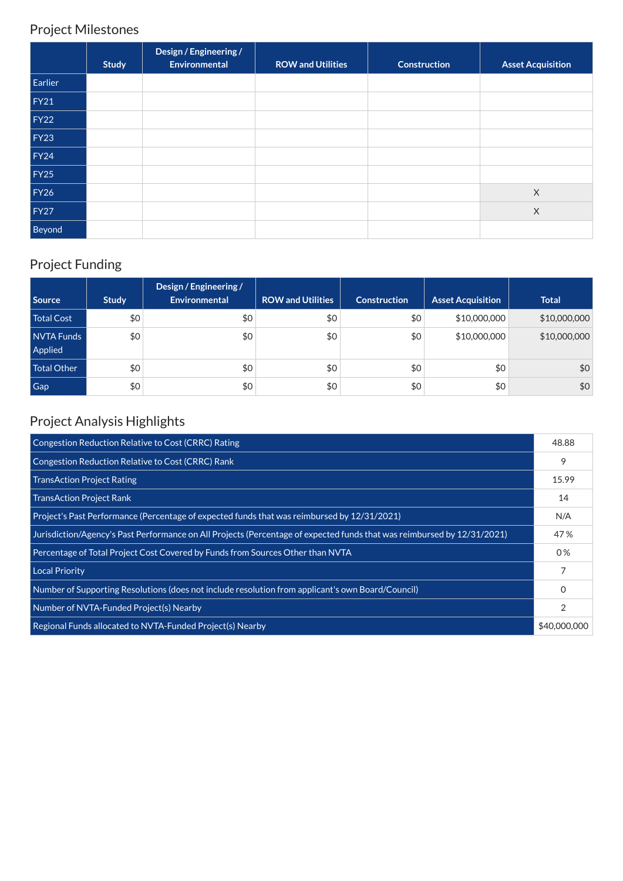## Project Milestones

| | Study | Design / Engineering / Environmental | ROW and Utilities | Construction | Asset Acquisition |
|---|---|---|---|---|---|
| Earlier | | | | | |
| FY21 | | | | | |
| FY22 | | | | | |
| FY23 | | | | | |
| FY24 | | | | | |
| FY25 | | | | | |
| FY26 | | | | | X |
| FY27 | | | | | X |
| Beyond | | | | | |

## Project Funding

| Source | Study | Design / Engineering / Environmental | ROW and Utilities | Construction | Asset Acquisition | Total |
|---|---|---|---|---|---|---|
| Total Cost | $0 | $0 | $0 | $0 | $10,000,000 | $10,000,000 |
| NVTA Funds Applied | $0 | $0 | $0 | $0 | $10,000,000 | $10,000,000 |
| Total Other | $0 | $0 | $0 | $0 | $0 | $0 |
| Gap | $0 | $0 | $0 | $0 | $0 | $0 |

## Project Analysis Highlights

| | |
|---|---|
| Congestion Reduction Relative to Cost (CRRC) Rating | 48.88 |
| Congestion Reduction Relative to Cost (CRRC) Rank | 9 |
| TransAction Project Rating | 15.99 |
| TransAction Project Rank | 14 |
| Project's Past Performance (Percentage of expected funds that was reimbursed by 12/31/2021) | N/A |
| Jurisdiction/Agency's Past Performance on All Projects (Percentage of expected funds that was reimbursed by 12/31/2021) | 47 % |
| Percentage of Total Project Cost Covered by Funds from Sources Other than NVTA | 0 % |
| Local Priority | 7 |
| Number of Supporting Resolutions (does not include resolution from applicant's own Board/Council) | 0 |
| Number of NVTA-Funded Project(s) Nearby | 2 |
| Regional Funds allocated to NVTA-Funded Project(s) Nearby | $40,000,000 |